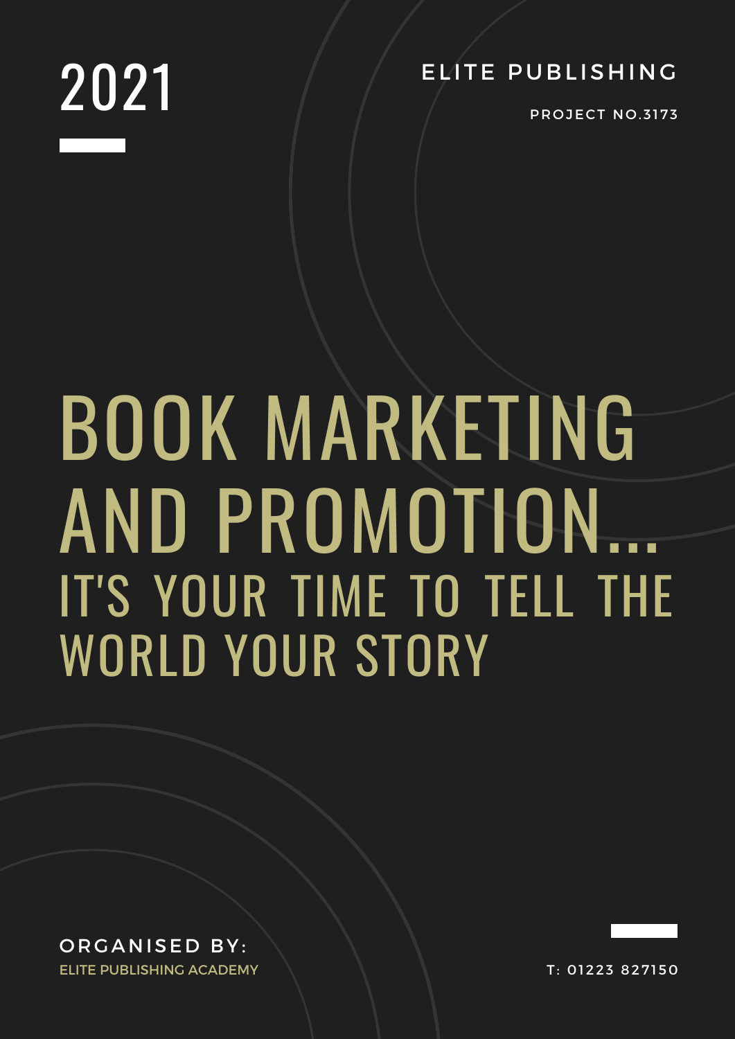2021

ELITE PUBLISHING

PROJECT NO.3173

# BOOK MARKETING AND PROMOTION...

## IT'S YOUR TIME TO TELL THE WORLD YOUR STORY

ORGANISED BY:

ELITE PUBLISHING ACADEMY

T: 01223 827150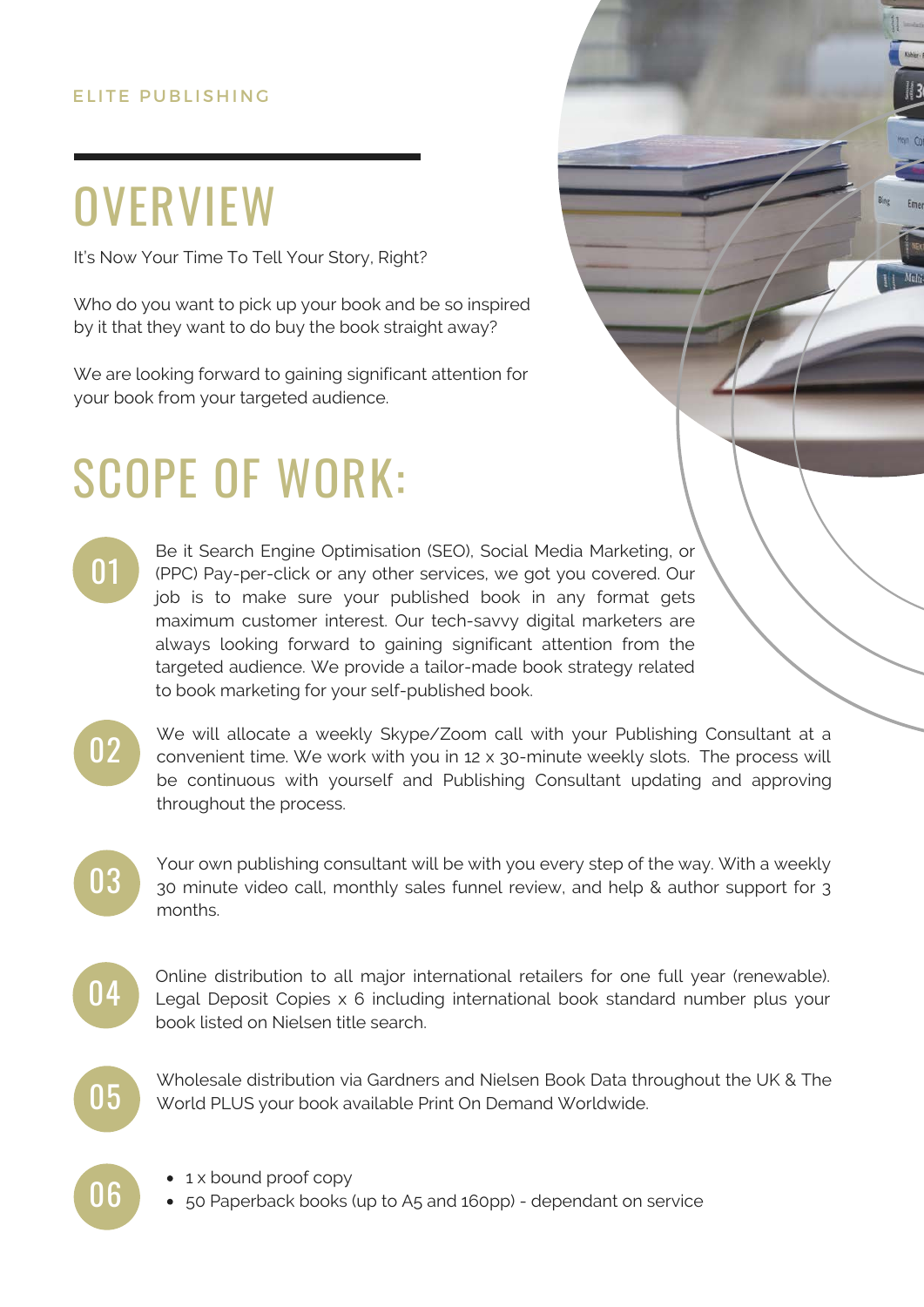ELITE PUBLISHING

# OVERVIEW

It's Now Your Time To Tell Your Story, Right?

Who do you want to pick up your book and be so inspired by it that they want to do buy the book straight away?

We are looking forward to gaining significant attention for your book from your targeted audience.

# SCOPE OF WORK:

**01** Be it Search Engine Optimisation (SEO), Social Media Marketing, or (PPC) Pay-per-click or any other services, we got you covered. Our job is to make sure your published book in any format gets maximum customer interest. Our tech-savvy digital marketers are always looking forward to gaining significant attention from the targeted audience. We provide a tailor-made book strategy related to book marketing for your self-published book.

**02** We will allocate a weekly Skype/Zoom call with your Publishing Consultant at a convenient time. We work with you in 12 x 30-minute weekly slots. The process will be continuous with yourself and Publishing Consultant updating and approving throughout the process.

**03** Your own publishing consultant will be with you every step of the way. With a weekly 30 minute video call, monthly sales funnel review, and help & author support for 3 months.

**04** Online distribution to all major international retailers for one full year (renewable). Legal Deposit Copies x 6 including international book standard number plus your book listed on Nielsen title search.

**05** Wholesale distribution via Gardners and Nielsen Book Data throughout the UK & The World PLUS your book available Print On Demand Worldwide.

**06**

- 1 x bound proof copy
- 50 Paperback books (up to A5 and 160pp) - dependant on service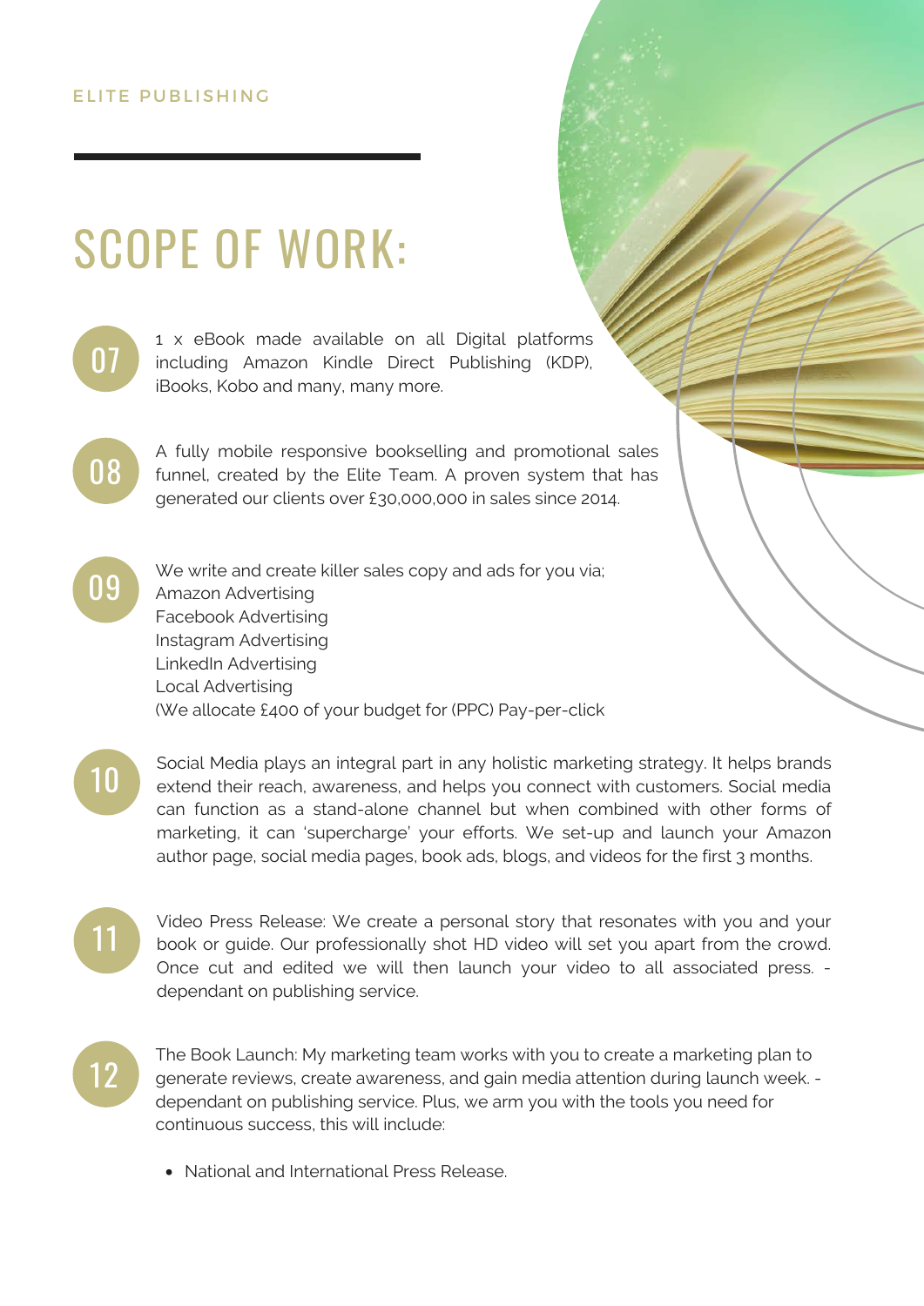ELITE PUBLISHING

# SCOPE OF WORK:

07 1 x eBook made available on all Digital platforms including Amazon Kindle Direct Publishing (KDP), iBooks, Kobo and many, many more.

08 A fully mobile responsive bookselling and promotional sales funnel, created by the Elite Team. A proven system that has generated our clients over £30,000,000 in sales since 2014.

09 We write and create killer sales copy and ads for you via;
Amazon Advertising
Facebook Advertising
Instagram Advertising
LinkedIn Advertising
Local Advertising
(We allocate £400 of your budget for (PPC) Pay-per-click

10 Social Media plays an integral part in any holistic marketing strategy. It helps brands extend their reach, awareness, and helps you connect with customers. Social media can function as a stand-alone channel but when combined with other forms of marketing, it can 'supercharge' your efforts. We set-up and launch your Amazon author page, social media pages, book ads, blogs, and videos for the first 3 months.

11 Video Press Release: We create a personal story that resonates with you and your book or guide. Our professionally shot HD video will set you apart from the crowd. Once cut and edited we will then launch your video to all associated press. - dependant on publishing service.

12 The Book Launch: My marketing team works with you to create a marketing plan to generate reviews, create awareness, and gain media attention during launch week. - dependant on publishing service. Plus, we arm you with the tools you need for continuous success, this will include:

- National and International Press Release.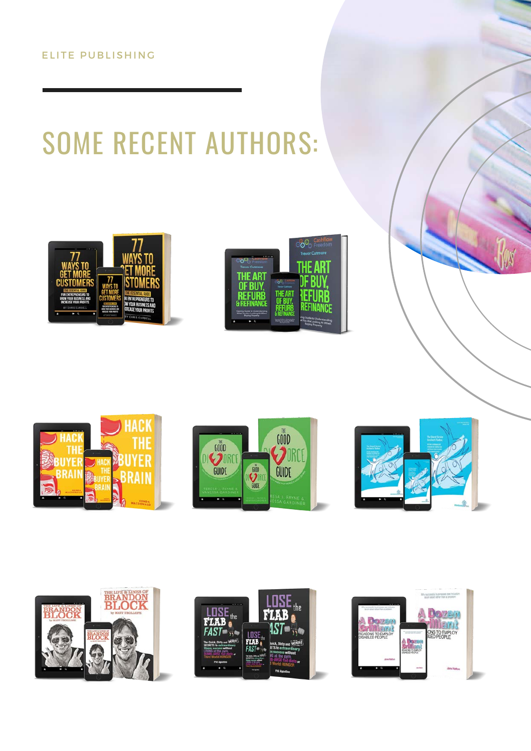ELITE PUBLISHING

# SOME RECENT AUTHORS: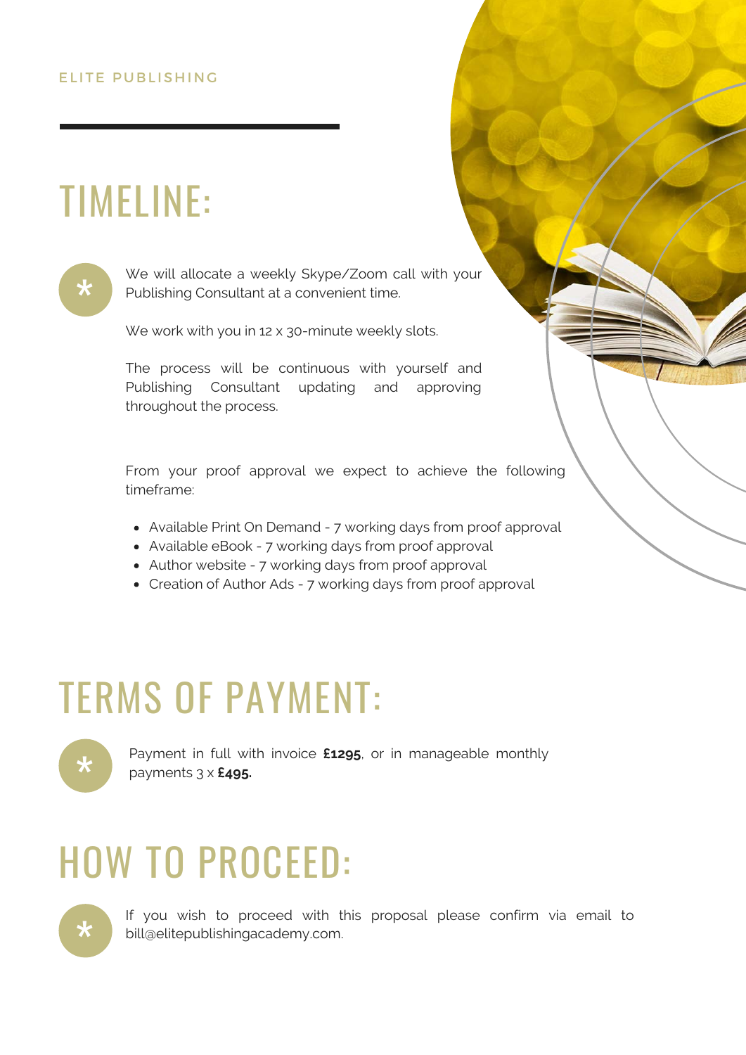ELITE PUBLISHING

# TIMELINE:

We will allocate a weekly Skype/Zoom call with your Publishing Consultant at a convenient time.

We work with you in 12 x 30-minute weekly slots.

The process will be continuous with yourself and Publishing Consultant updating and approving throughout the process.

From your proof approval we expect to achieve the following timeframe:

- Available Print On Demand - 7 working days from proof approval
- Available eBook - 7 working days from proof approval
- Author website - 7 working days from proof approval
- Creation of Author Ads - 7 working days from proof approval

# TERMS OF PAYMENT:

Payment in full with invoice **£1295**, or in manageable monthly payments 3 x **£495.**

# HOW TO PROCEED:

If you wish to proceed with this proposal please confirm via email to bill@elitepublishingacademy.com.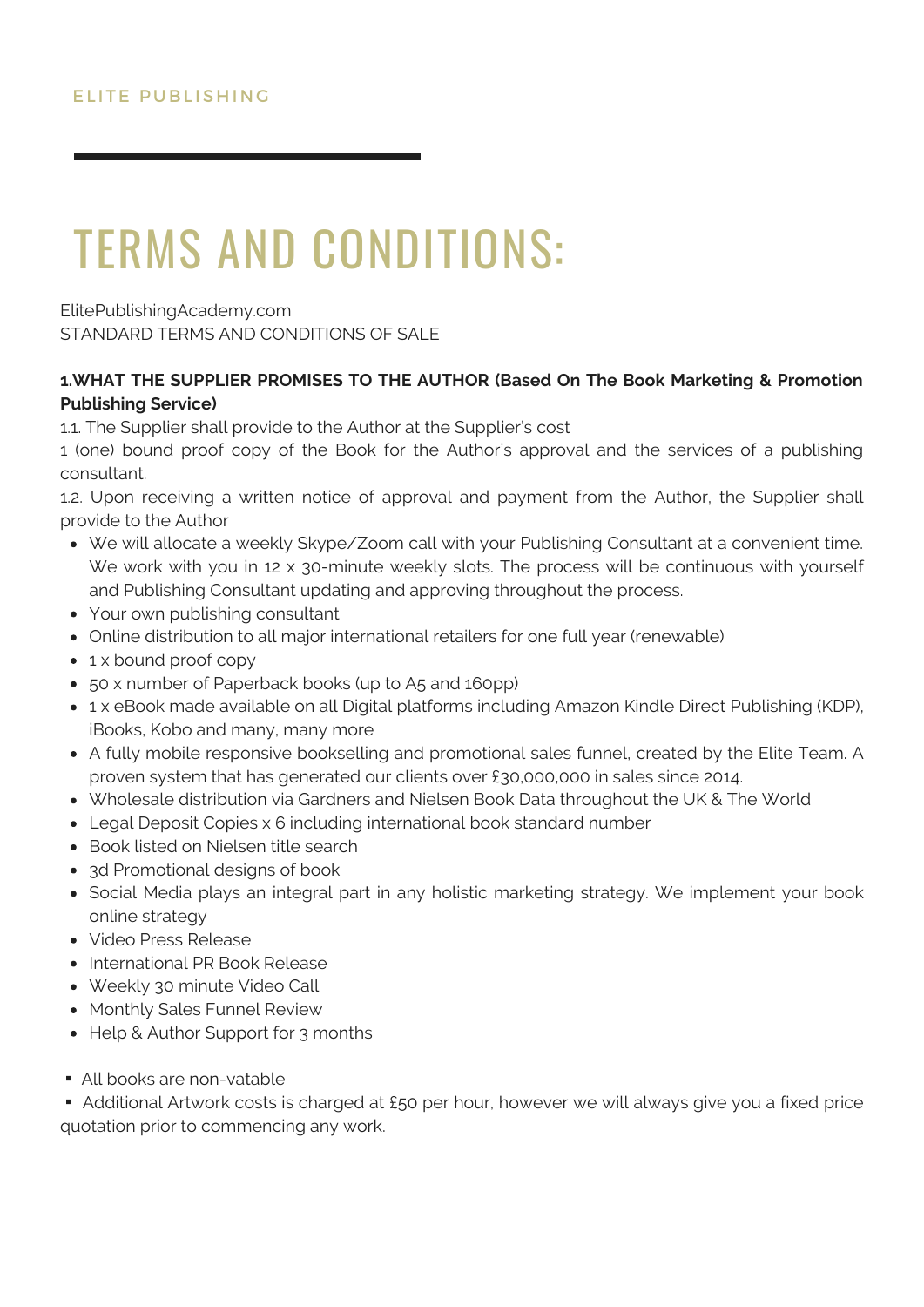ELITE PUBLISHING

# TERMS AND CONDITIONS:

ElitePublishingAcademy.com
STANDARD TERMS AND CONDITIONS OF SALE

**1.WHAT THE SUPPLIER PROMISES TO THE AUTHOR (Based On The Book Marketing & Promotion Publishing Service)**

1.1. The Supplier shall provide to the Author at the Supplier's cost
1 (one) bound proof copy of the Book for the Author's approval and the services of a publishing consultant.

1.2. Upon receiving a written notice of approval and payment from the Author, the Supplier shall provide to the Author

- We will allocate a weekly Skype/Zoom call with your Publishing Consultant at a convenient time. We work with you in 12 x 30-minute weekly slots. The process will be continuous with yourself and Publishing Consultant updating and approving throughout the process.
- Your own publishing consultant
- Online distribution to all major international retailers for one full year (renewable)
- 1 x bound proof copy
- 50 x number of Paperback books (up to A5 and 160pp)
- 1 x eBook made available on all Digital platforms including Amazon Kindle Direct Publishing (KDP), iBooks, Kobo and many, many more
- A fully mobile responsive bookselling and promotional sales funnel, created by the Elite Team. A proven system that has generated our clients over £30,000,000 in sales since 2014.
- Wholesale distribution via Gardners and Nielsen Book Data throughout the UK & The World
- Legal Deposit Copies x 6 including international book standard number
- Book listed on Nielsen title search
- 3d Promotional designs of book
- Social Media plays an integral part in any holistic marketing strategy. We implement your book online strategy
- Video Press Release
- International PR Book Release
- Weekly 30 minute Video Call
- Monthly Sales Funnel Review
- Help & Author Support for 3 months

- All books are non-vatable
- Additional Artwork costs is charged at £50 per hour, however we will always give you a fixed price quotation prior to commencing any work.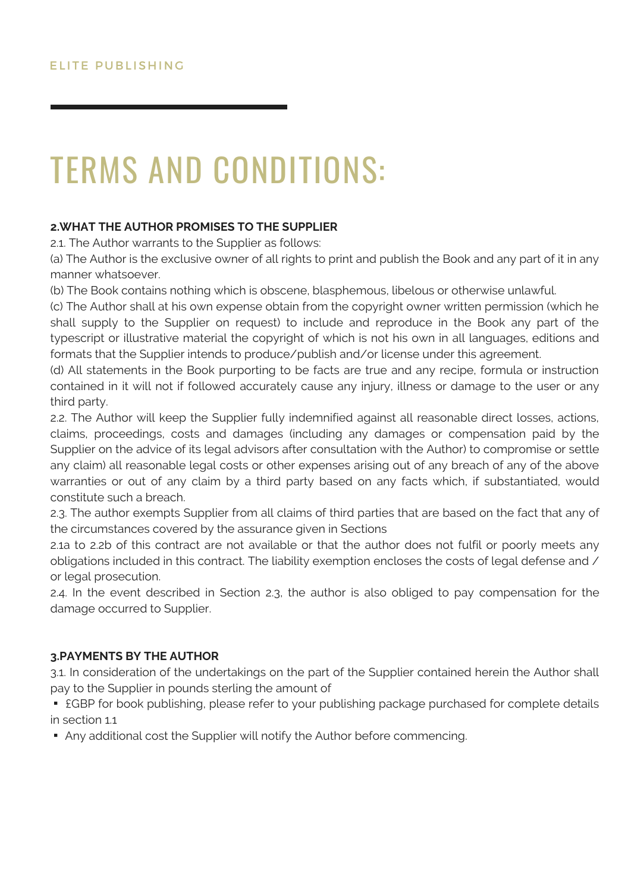ELITE PUBLISHING

# TERMS AND CONDITIONS:

**2.WHAT THE AUTHOR PROMISES TO THE SUPPLIER**

2.1. The Author warrants to the Supplier as follows:

(a) The Author is the exclusive owner of all rights to print and publish the Book and any part of it in any manner whatsoever.

(b) The Book contains nothing which is obscene, blasphemous, libelous or otherwise unlawful.

(c) The Author shall at his own expense obtain from the copyright owner written permission (which he shall supply to the Supplier on request) to include and reproduce in the Book any part of the typescript or illustrative material the copyright of which is not his own in all languages, editions and formats that the Supplier intends to produce/publish and/or license under this agreement.

(d) All statements in the Book purporting to be facts are true and any recipe, formula or instruction contained in it will not if followed accurately cause any injury, illness or damage to the user or any third party.

2.2. The Author will keep the Supplier fully indemnified against all reasonable direct losses, actions, claims, proceedings, costs and damages (including any damages or compensation paid by the Supplier on the advice of its legal advisors after consultation with the Author) to compromise or settle any claim) all reasonable legal costs or other expenses arising out of any breach of any of the above warranties or out of any claim by a third party based on any facts which, if substantiated, would constitute such a breach.

2.3. The author exempts Supplier from all claims of third parties that are based on the fact that any of the circumstances covered by the assurance given in Sections 2.1a to 2.2b of this contract are not available or that the author does not fulfil or poorly meets any obligations included in this contract. The liability exemption encloses the costs of legal defense and / or legal prosecution.

2.4. In the event described in Section 2.3, the author is also obliged to pay compensation for the damage occurred to Supplier.

**3.PAYMENTS BY THE AUTHOR**

3.1. In consideration of the undertakings on the part of the Supplier contained herein the Author shall pay to the Supplier in pounds sterling the amount of

- £GBP for book publishing, please refer to your publishing package purchased for complete details in section 1.1
- Any additional cost the Supplier will notify the Author before commencing.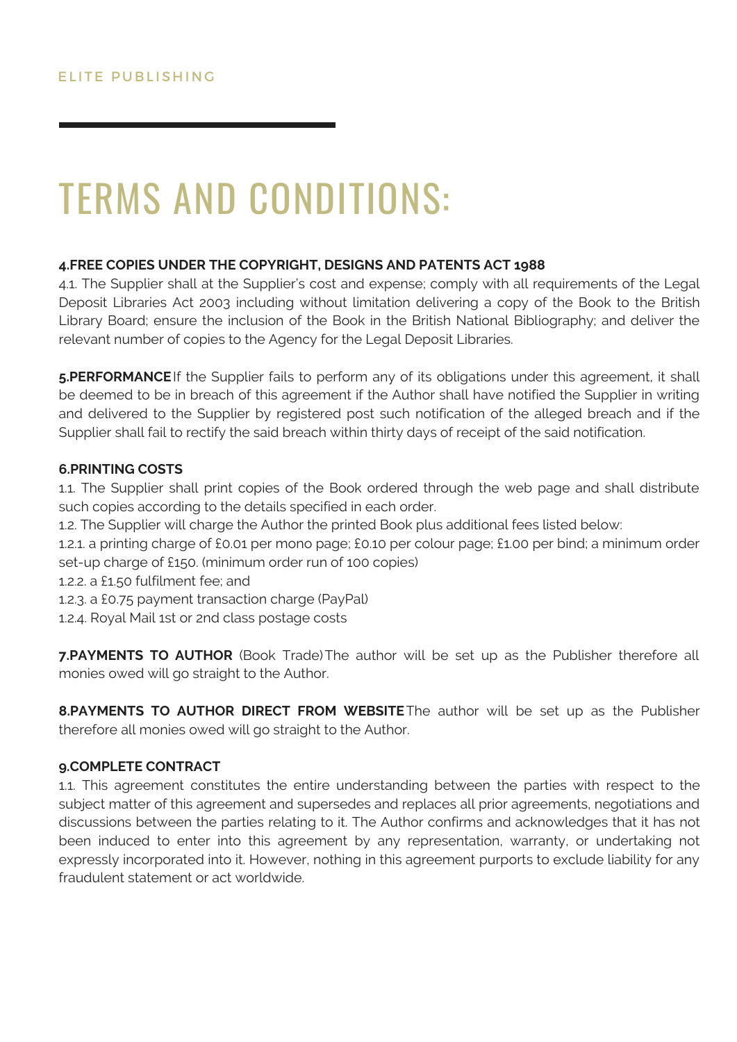ELITE PUBLISHING

# TERMS AND CONDITIONS:

**4.FREE COPIES UNDER THE COPYRIGHT, DESIGNS AND PATENTS ACT 1988**

4.1. The Supplier shall at the Supplier's cost and expense; comply with all requirements of the Legal Deposit Libraries Act 2003 including without limitation delivering a copy of the Book to the British Library Board; ensure the inclusion of the Book in the British National Bibliography; and deliver the relevant number of copies to the Agency for the Legal Deposit Libraries.

**5.PERFORMANCE** If the Supplier fails to perform any of its obligations under this agreement, it shall be deemed to be in breach of this agreement if the Author shall have notified the Supplier in writing and delivered to the Supplier by registered post such notification of the alleged breach and if the Supplier shall fail to rectify the said breach within thirty days of receipt of the said notification.

**6.PRINTING COSTS**

1.1. The Supplier shall print copies of the Book ordered through the web page and shall distribute such copies according to the details specified in each order.

1.2. The Supplier will charge the Author the printed Book plus additional fees listed below:

1.2.1. a printing charge of £0.01 per mono page; £0.10 per colour page; £1.00 per bind; a minimum order set-up charge of £150. (minimum order run of 100 copies)

1.2.2. a £1.50 fulfilment fee; and

1.2.3. a £0.75 payment transaction charge (PayPal)

1.2.4. Royal Mail 1st or 2nd class postage costs

**7.PAYMENTS TO AUTHOR** (Book Trade) The author will be set up as the Publisher therefore all monies owed will go straight to the Author.

**8.PAYMENTS TO AUTHOR DIRECT FROM WEBSITE** The author will be set up as the Publisher therefore all monies owed will go straight to the Author.

**9.COMPLETE CONTRACT**

1.1. This agreement constitutes the entire understanding between the parties with respect to the subject matter of this agreement and supersedes and replaces all prior agreements, negotiations and discussions between the parties relating to it. The Author confirms and acknowledges that it has not been induced to enter into this agreement by any representation, warranty, or undertaking not expressly incorporated into it. However, nothing in this agreement purports to exclude liability for any fraudulent statement or act worldwide.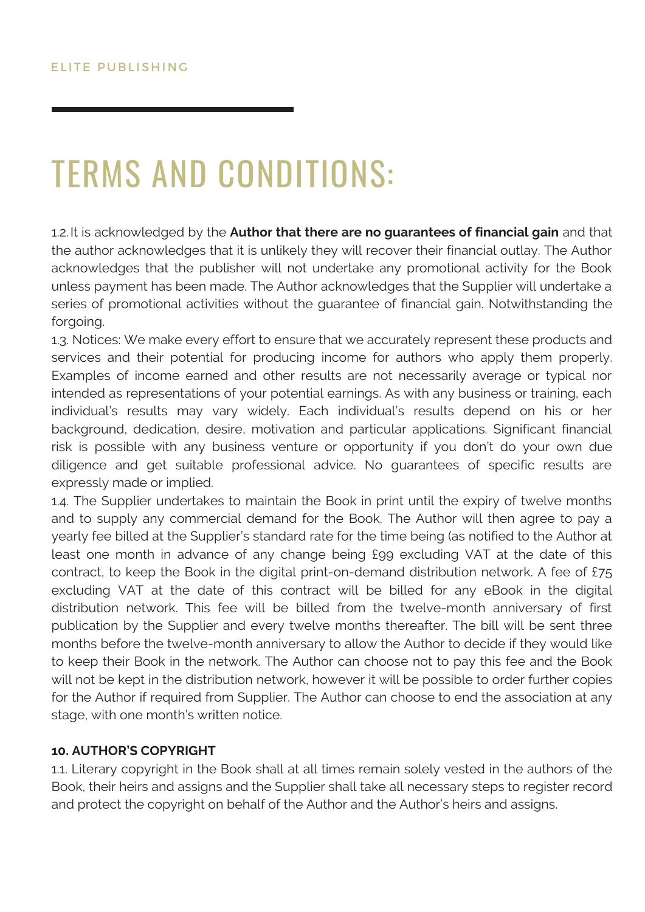ELITE PUBLISHING

# TERMS AND CONDITIONS:

1.2. It is acknowledged by the **Author that there are no guarantees of financial gain** and that the author acknowledges that it is unlikely they will recover their financial outlay. The Author acknowledges that the publisher will not undertake any promotional activity for the Book unless payment has been made. The Author acknowledges that the Supplier will undertake a series of promotional activities without the guarantee of financial gain. Notwithstanding the forgoing.

1.3. Notices: We make every effort to ensure that we accurately represent these products and services and their potential for producing income for authors who apply them properly. Examples of income earned and other results are not necessarily average or typical nor intended as representations of your potential earnings. As with any business or training, each individual's results may vary widely. Each individual's results depend on his or her background, dedication, desire, motivation and particular applications. Significant financial risk is possible with any business venture or opportunity if you don't do your own due diligence and get suitable professional advice. No guarantees of specific results are expressly made or implied.

1.4. The Supplier undertakes to maintain the Book in print until the expiry of twelve months and to supply any commercial demand for the Book. The Author will then agree to pay a yearly fee billed at the Supplier's standard rate for the time being (as notified to the Author at least one month in advance of any change being £99 excluding VAT at the date of this contract, to keep the Book in the digital print-on-demand distribution network. A fee of £75 excluding VAT at the date of this contract will be billed for any eBook in the digital distribution network. This fee will be billed from the twelve-month anniversary of first publication by the Supplier and every twelve months thereafter. The bill will be sent three months before the twelve-month anniversary to allow the Author to decide if they would like to keep their Book in the network. The Author can choose not to pay this fee and the Book will not be kept in the distribution network, however it will be possible to order further copies for the Author if required from Supplier. The Author can choose to end the association at any stage, with one month's written notice.

**10. AUTHOR'S COPYRIGHT**

1.1. Literary copyright in the Book shall at all times remain solely vested in the authors of the Book, their heirs and assigns and the Supplier shall take all necessary steps to register record and protect the copyright on behalf of the Author and the Author's heirs and assigns.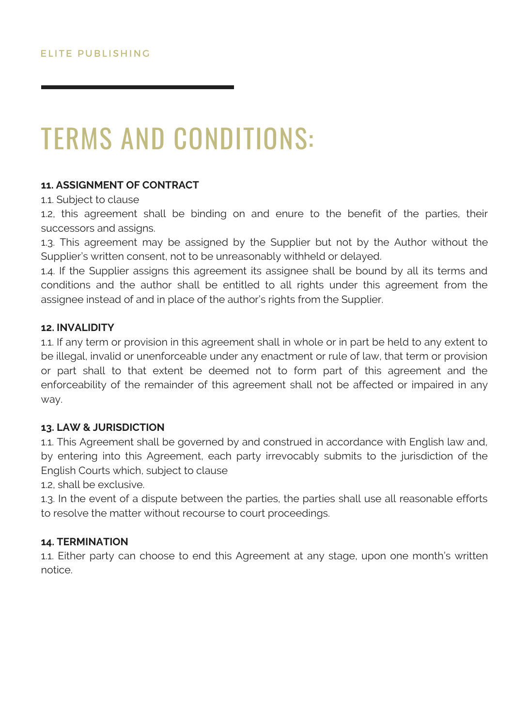ELITE PUBLISHING

# TERMS AND CONDITIONS:

**11. ASSIGNMENT OF CONTRACT**

1.1. Subject to clause

1.2, this agreement shall be binding on and enure to the benefit of the parties, their successors and assigns.

1.3. This agreement may be assigned by the Supplier but not by the Author without the Supplier's written consent, not to be unreasonably withheld or delayed.

1.4. If the Supplier assigns this agreement its assignee shall be bound by all its terms and conditions and the author shall be entitled to all rights under this agreement from the assignee instead of and in place of the author's rights from the Supplier.

**12. INVALIDITY**

1.1. If any term or provision in this agreement shall in whole or in part be held to any extent to be illegal, invalid or unenforceable under any enactment or rule of law, that term or provision or part shall to that extent be deemed not to form part of this agreement and the enforceability of the remainder of this agreement shall not be affected or impaired in any way.

**13. LAW & JURISDICTION**

1.1. This Agreement shall be governed by and construed in accordance with English law and, by entering into this Agreement, each party irrevocably submits to the jurisdiction of the English Courts which, subject to clause

1.2, shall be exclusive.

1.3. In the event of a dispute between the parties, the parties shall use all reasonable efforts to resolve the matter without recourse to court proceedings.

**14. TERMINATION**

1.1. Either party can choose to end this Agreement at any stage, upon one month's written notice.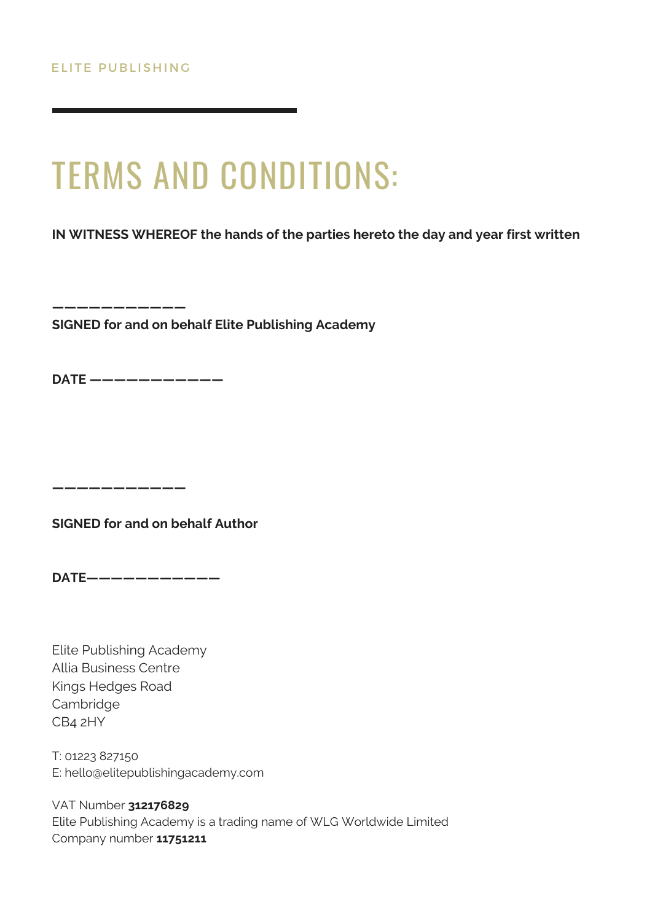ELITE PUBLISHING

# TERMS AND CONDITIONS:

**IN WITNESS WHEREOF the hands of the parties hereto the day and year first written**

——————————

**SIGNED for and on behalf Elite Publishing Academy**

**DATE ——————————**

——————————

**SIGNED for and on behalf Author**

**DATE——————————**

Elite Publishing Academy
Allia Business Centre
Kings Hedges Road
Cambridge
CB4 2HY

T: 01223 827150
E: hello@elitepublishingacademy.com

VAT Number **312176829**
Elite Publishing Academy is a trading name of WLG Worldwide Limited
Company number **11751211**